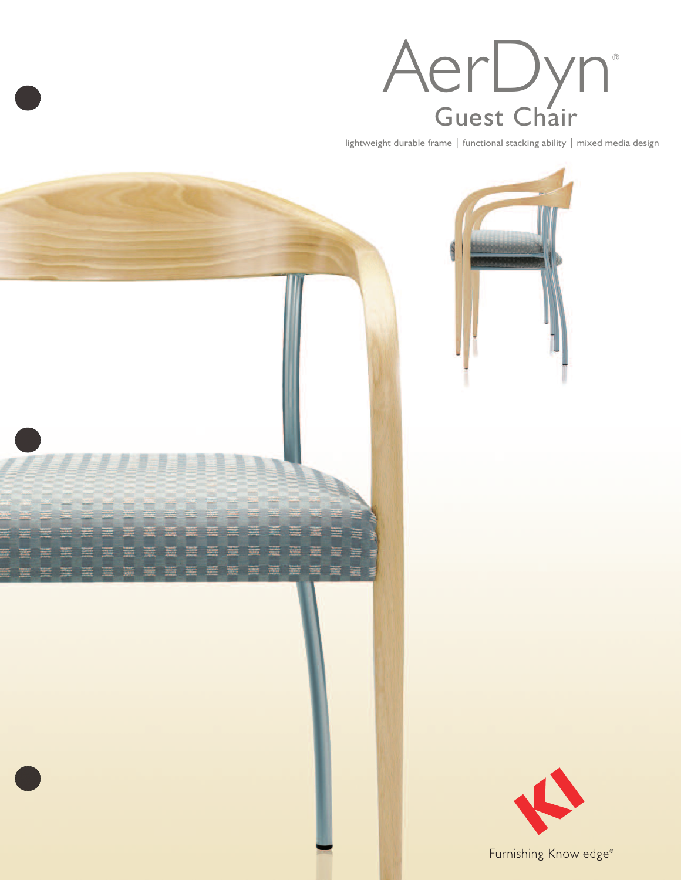# AerDyn®

## Guest Chair

lightweight durable frame | functional stacking ability | mixed media design

Furnishing Knowledge®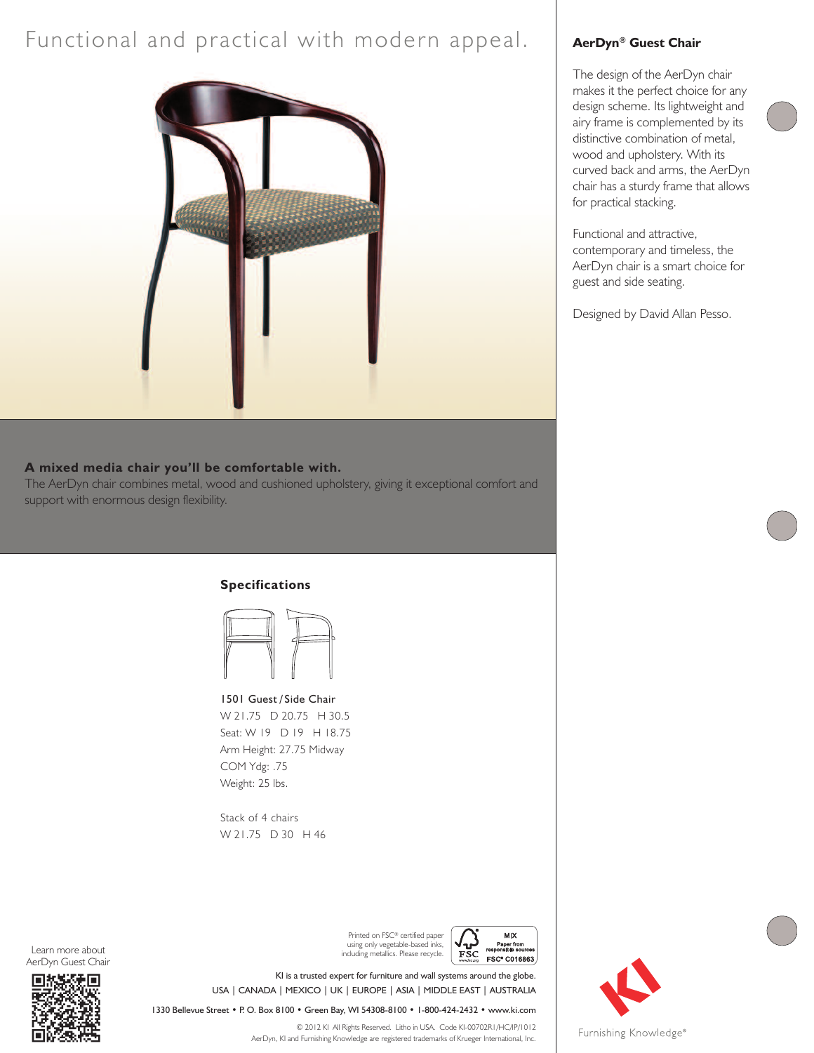# Functional and practical with modern appeal.

**A mixed media chair you'll be comfortable with.**
The AerDyn chair combines metal, wood and cushioned upholstery, giving it exceptional comfort and support with enormous design flexibility.

## AerDyn® Guest Chair

The design of the AerDyn chair makes it the perfect choice for any design scheme. Its lightweight and airy frame is complemented by its distinctive combination of metal, wood and upholstery. With its curved back and arms, the AerDyn chair has a sturdy frame that allows for practical stacking.

Functional and attractive, contemporary and timeless, the AerDyn chair is a smart choice for guest and side seating.

Designed by David Allan Pesso.

## Specifications

1501 Guest / Side Chair
W 21.75 D 20.75 H 30.5
Seat: W 19 D 19 H 18.75
Arm Height: 27.75 Midway
COM Ydg: .75
Weight: 25 lbs.

Stack of 4 chairs
W 21.75 D 30 H 46

Learn more about AerDyn Guest Chair

Printed on FSC® certified paper using only vegetable-based inks, including metallics. Please recycle.

MIX Paper from responsible sources FSC® C016863

KI is a trusted expert for furniture and wall systems around the globe.
USA | CANADA | MEXICO | UK | EUROPE | ASIA | MIDDLE EAST | AUSTRALIA

1330 Bellevue Street • P. O. Box 8100 • Green Bay, WI 54308-8100 • 1-800-424-2432 • www.ki.com

© 2012 KI All Rights Reserved. Litho in USA. Code KI-00702R1/HC/IP/1012
AerDyn, KI and Furnishing Knowledge are registered trademarks of Krueger International, Inc.

KI Furnishing Knowledge®